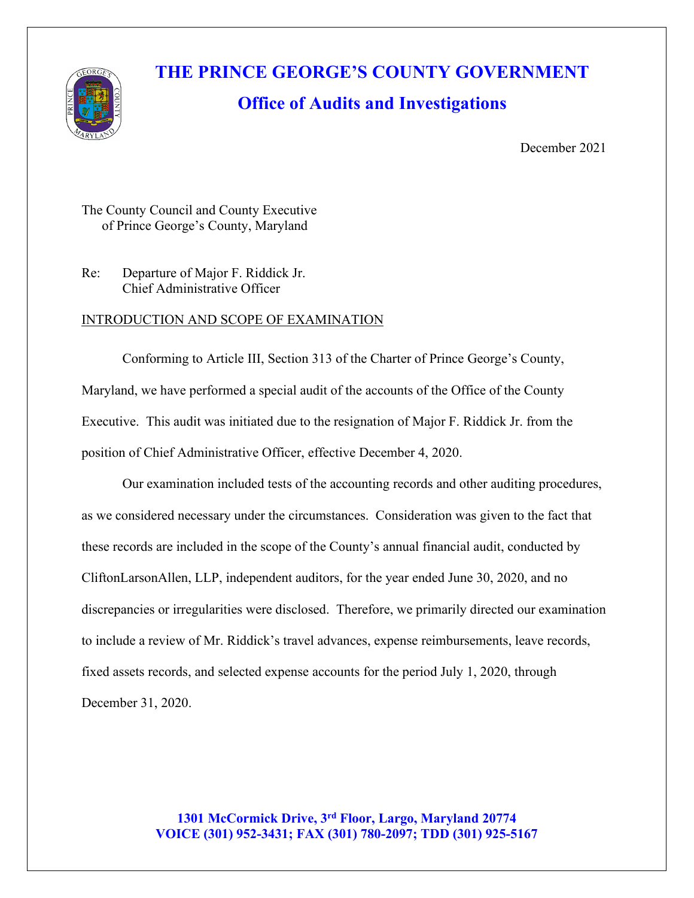# THE PRINCE GEORGE'S COUNTY GOVERNMENT

## Office of Audits and Investigations

December 2021

The County Council and County Executive
of Prince George's County, Maryland

Re: Departure of Major F. Riddick Jr.
Chief Administrative Officer

INTRODUCTION AND SCOPE OF EXAMINATION

Conforming to Article III, Section 313 of the Charter of Prince George's County, Maryland, we have performed a special audit of the accounts of the Office of the County Executive. This audit was initiated due to the resignation of Major F. Riddick Jr. from the position of Chief Administrative Officer, effective December 4, 2020.

Our examination included tests of the accounting records and other auditing procedures, as we considered necessary under the circumstances. Consideration was given to the fact that these records are included in the scope of the County's annual financial audit, conducted by CliftonLarsonAllen, LLP, independent auditors, for the year ended June 30, 2020, and no discrepancies or irregularities were disclosed. Therefore, we primarily directed our examination to include a review of Mr. Riddick's travel advances, expense reimbursements, leave records, fixed assets records, and selected expense accounts for the period July 1, 2020, through December 31, 2020.

**1301 McCormick Drive, 3rd Floor, Largo, Maryland 20774**
**VOICE (301) 952-3431; FAX (301) 780-2097; TDD (301) 925-5167**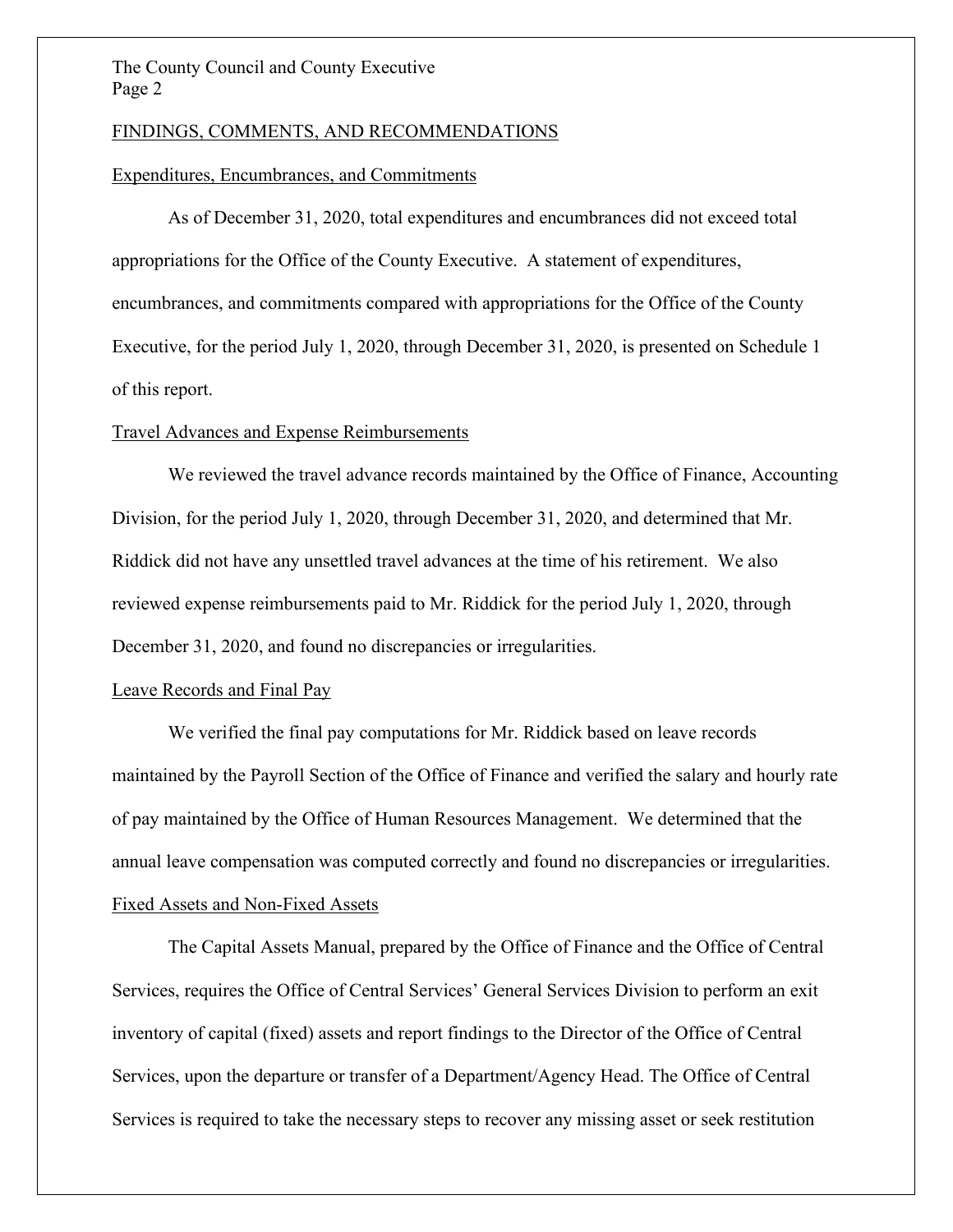## FINDINGS, COMMENTS, AND RECOMMENDATIONS

### Expenditures, Encumbrances, and Commitments

As of December 31, 2020, total expenditures and encumbrances did not exceed total appropriations for the Office of the County Executive. A statement of expenditures, encumbrances, and commitments compared with appropriations for the Office of the County Executive, for the period July 1, 2020, through December 31, 2020, is presented on Schedule 1 of this report.

### Travel Advances and Expense Reimbursements

We reviewed the travel advance records maintained by the Office of Finance, Accounting Division, for the period July 1, 2020, through December 31, 2020, and determined that Mr. Riddick did not have any unsettled travel advances at the time of his retirement. We also reviewed expense reimbursements paid to Mr. Riddick for the period July 1, 2020, through December 31, 2020, and found no discrepancies or irregularities.

### Leave Records and Final Pay

We verified the final pay computations for Mr. Riddick based on leave records maintained by the Payroll Section of the Office of Finance and verified the salary and hourly rate of pay maintained by the Office of Human Resources Management. We determined that the annual leave compensation was computed correctly and found no discrepancies or irregularities.

### Fixed Assets and Non-Fixed Assets

The Capital Assets Manual, prepared by the Office of Finance and the Office of Central Services, requires the Office of Central Services' General Services Division to perform an exit inventory of capital (fixed) assets and report findings to the Director of the Office of Central Services, upon the departure or transfer of a Department/Agency Head. The Office of Central Services is required to take the necessary steps to recover any missing asset or seek restitution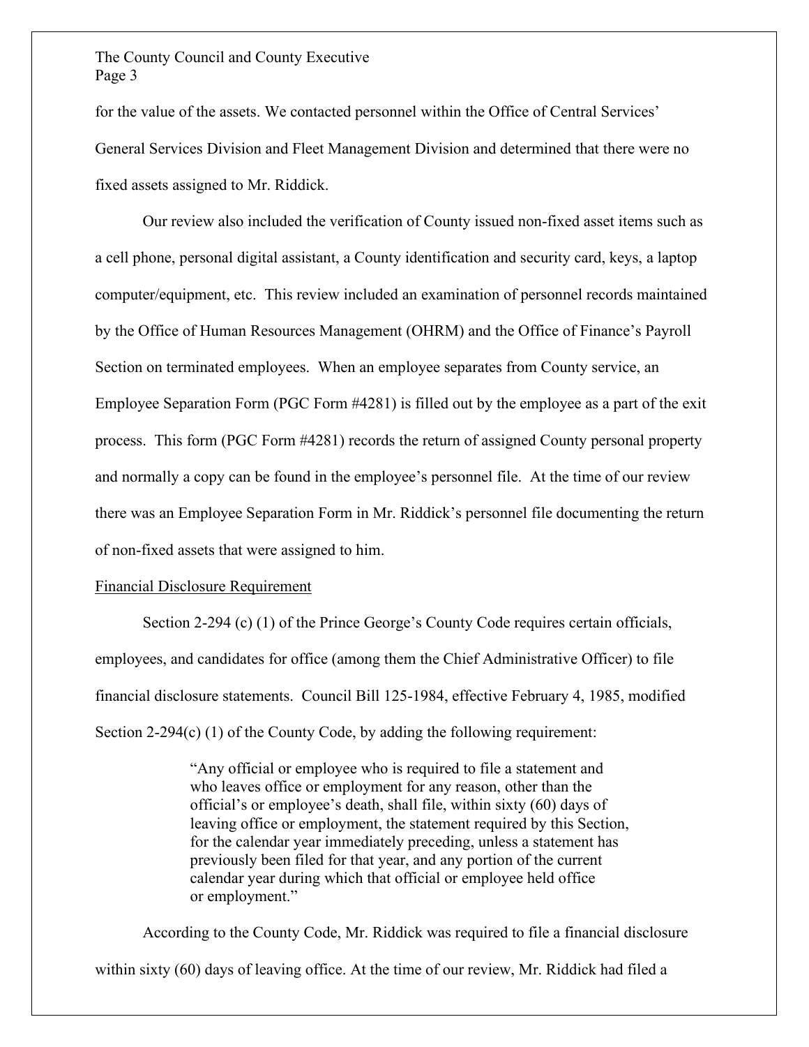for the value of the assets. We contacted personnel within the Office of Central Services' General Services Division and Fleet Management Division and determined that there were no fixed assets assigned to Mr. Riddick.

Our review also included the verification of County issued non-fixed asset items such as a cell phone, personal digital assistant, a County identification and security card, keys, a laptop computer/equipment, etc. This review included an examination of personnel records maintained by the Office of Human Resources Management (OHRM) and the Office of Finance's Payroll Section on terminated employees. When an employee separates from County service, an Employee Separation Form (PGC Form #4281) is filled out by the employee as a part of the exit process. This form (PGC Form #4281) records the return of assigned County personal property and normally a copy can be found in the employee's personnel file. At the time of our review there was an Employee Separation Form in Mr. Riddick's personnel file documenting the return of non-fixed assets that were assigned to him.

<u>Financial Disclosure Requirement</u>

Section 2-294 (c) (1) of the Prince George's County Code requires certain officials, employees, and candidates for office (among them the Chief Administrative Officer) to file financial disclosure statements. Council Bill 125-1984, effective February 4, 1985, modified Section 2-294(c) (1) of the County Code, by adding the following requirement:

> "Any official or employee who is required to file a statement and who leaves office or employment for any reason, other than the official's or employee's death, shall file, within sixty (60) days of leaving office or employment, the statement required by this Section, for the calendar year immediately preceding, unless a statement has previously been filed for that year, and any portion of the current calendar year during which that official or employee held office or employment."

According to the County Code, Mr. Riddick was required to file a financial disclosure within sixty (60) days of leaving office. At the time of our review, Mr. Riddick had filed a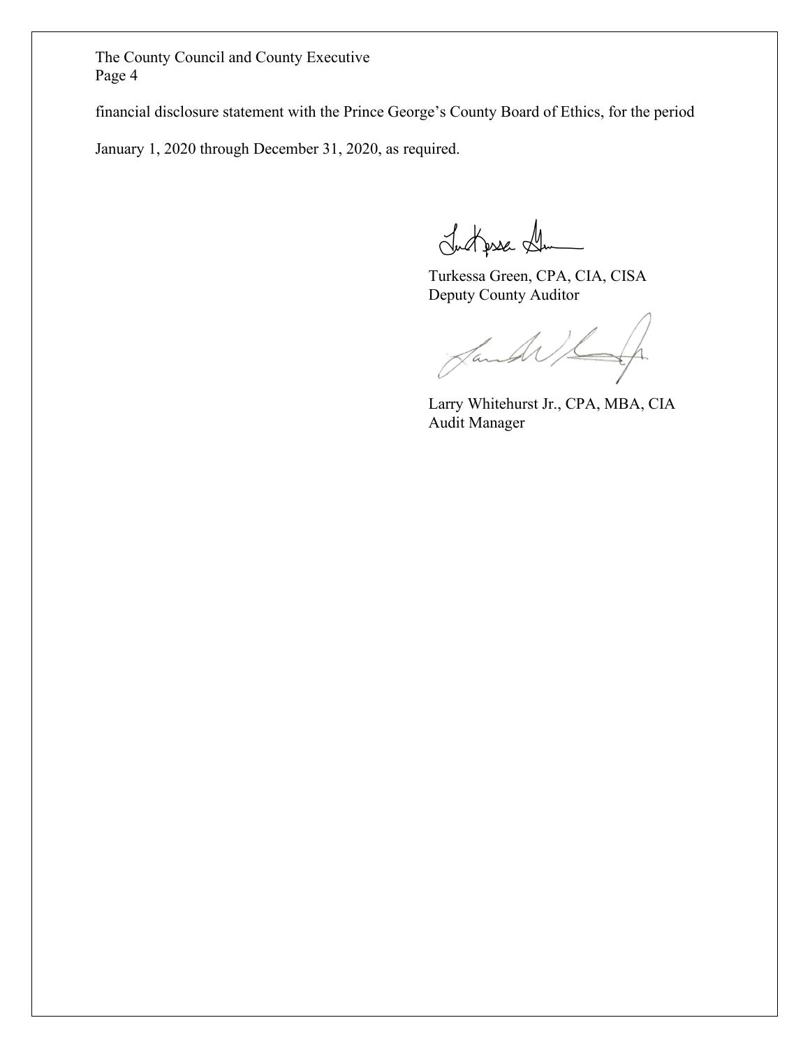financial disclosure statement with the Prince George's County Board of Ethics, for the period January 1, 2020 through December 31, 2020, as required.

Turkessa Green, CPA, CIA, CISA
Deputy County Auditor

Larry Whitehurst Jr., CPA, MBA, CIA
Audit Manager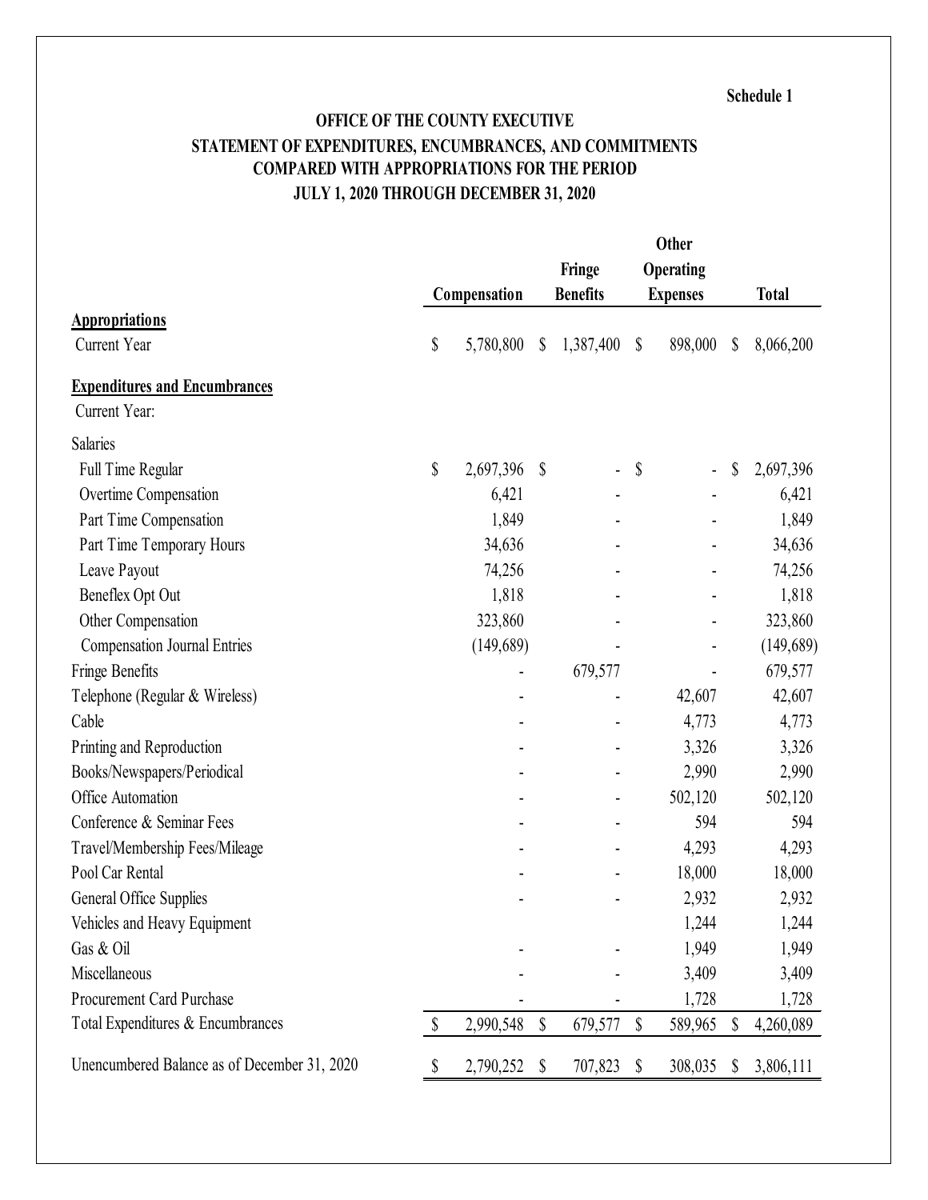Schedule 1

# OFFICE OF THE COUNTY EXECUTIVE
## STATEMENT OF EXPENDITURES, ENCUMBRANCES, AND COMMITMENTS
## COMPARED WITH APPROPRIATIONS FOR THE PERIOD
## JULY 1, 2020 THROUGH DECEMBER 31, 2020

| | Compensation | Fringe Benefits | Other Operating Expenses | Total |
|---|---|---|---|---|
| **Appropriations** | | | | |
| Current Year | $ 5,780,800 | $ 1,387,400 | $ 898,000 | $ 8,066,200 |
| **Expenditures and Encumbrances** | | | | |
| Current Year: | | | | |
| Salaries | | | | |
| Full Time Regular | $ 2,697,396 | $ - | $ - | $ 2,697,396 |
| Overtime Compensation | 6,421 | - | - | 6,421 |
| Part Time Compensation | 1,849 | - | - | 1,849 |
| Part Time Temporary Hours | 34,636 | - | - | 34,636 |
| Leave Payout | 74,256 | - | - | 74,256 |
| Beneflex Opt Out | 1,818 | - | - | 1,818 |
| Other Compensation | 323,860 | - | - | 323,860 |
| Compensation Journal Entries | (149,689) | - | - | (149,689) |
| Fringe Benefits | - | 679,577 | - | 679,577 |
| Telephone (Regular & Wireless) | - | - | 42,607 | 42,607 |
| Cable | - | - | 4,773 | 4,773 |
| Printing and Reproduction | - | - | 3,326 | 3,326 |
| Books/Newspapers/Periodical | - | - | 2,990 | 2,990 |
| Office Automation | - | - | 502,120 | 502,120 |
| Conference & Seminar Fees | - | - | 594 | 594 |
| Travel/Membership Fees/Mileage | - | - | 4,293 | 4,293 |
| Pool Car Rental | - | - | 18,000 | 18,000 |
| General Office Supplies | - | - | 2,932 | 2,932 |
| Vehicles and Heavy Equipment | | | 1,244 | 1,244 |
| Gas & Oil | - | - | 1,949 | 1,949 |
| Miscellaneous | - | - | 3,409 | 3,409 |
| Procurement Card Purchase | - | - | 1,728 | 1,728 |
| Total Expenditures & Encumbrances | $ 2,990,548 | $ 679,577 | $ 589,965 | $ 4,260,089 |
| Unencumbered Balance as of December 31, 2020 | $ 2,790,252 | $ 707,823 | $ 308,035 | $ 3,806,111 |